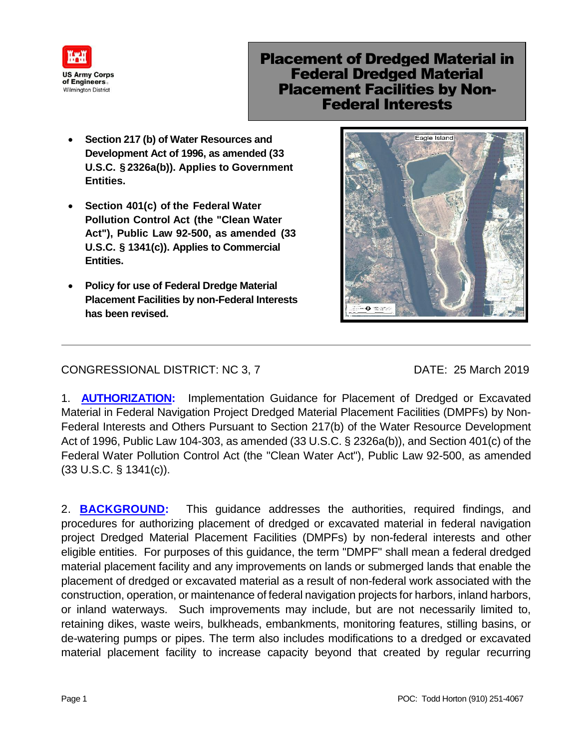US Army Corps of Engineers
Wilmington District

# Placement of Dredged Material in Federal Dredged Material Placement Facilities by Non-Federal Interests

- **Section 217 (b) of Water Resources and Development Act of 1996, as amended (33 U.S.C. § 2326a(b)). Applies to Government Entities.**
- **Section 401(c) of the Federal Water Pollution Control Act (the "Clean Water Act"), Public Law 92-500, as amended (33 U.S.C. § 1341(c)). Applies to Commercial Entities.**
- **Policy for use of Federal Dredge Material Placement Facilities by non-Federal Interests has been revised.**

Eagle Island

---

CONGRESSIONAL DISTRICT: NC 3, 7

DATE: 25 March 2019

1. **AUTHORIZATION:** Implementation Guidance for Placement of Dredged or Excavated Material in Federal Navigation Project Dredged Material Placement Facilities (DMPFs) by Non-Federal Interests and Others Pursuant to Section 217(b) of the Water Resource Development Act of 1996, Public Law 104-303, as amended (33 U.S.C. § 2326a(b)), and Section 401(c) of the Federal Water Pollution Control Act (the "Clean Water Act"), Public Law 92-500, as amended (33 U.S.C. § 1341(c)).

2. **BACKGROUND:** This guidance addresses the authorities, required findings, and procedures for authorizing placement of dredged or excavated material in federal navigation project Dredged Material Placement Facilities (DMPFs) by non-federal interests and other eligible entities. For purposes of this guidance, the term "DMPF" shall mean a federal dredged material placement facility and any improvements on lands or submerged lands that enable the placement of dredged or excavated material as a result of non-federal work associated with the construction, operation, or maintenance of federal navigation projects for harbors, inland harbors, or inland waterways. Such improvements may include, but are not necessarily limited to, retaining dikes, waste weirs, bulkheads, embankments, monitoring features, stilling basins, or de-watering pumps or pipes. The term also includes modifications to a dredged or excavated material placement facility to increase capacity beyond that created by regular recurring

POC: Todd Horton (910) 251-4067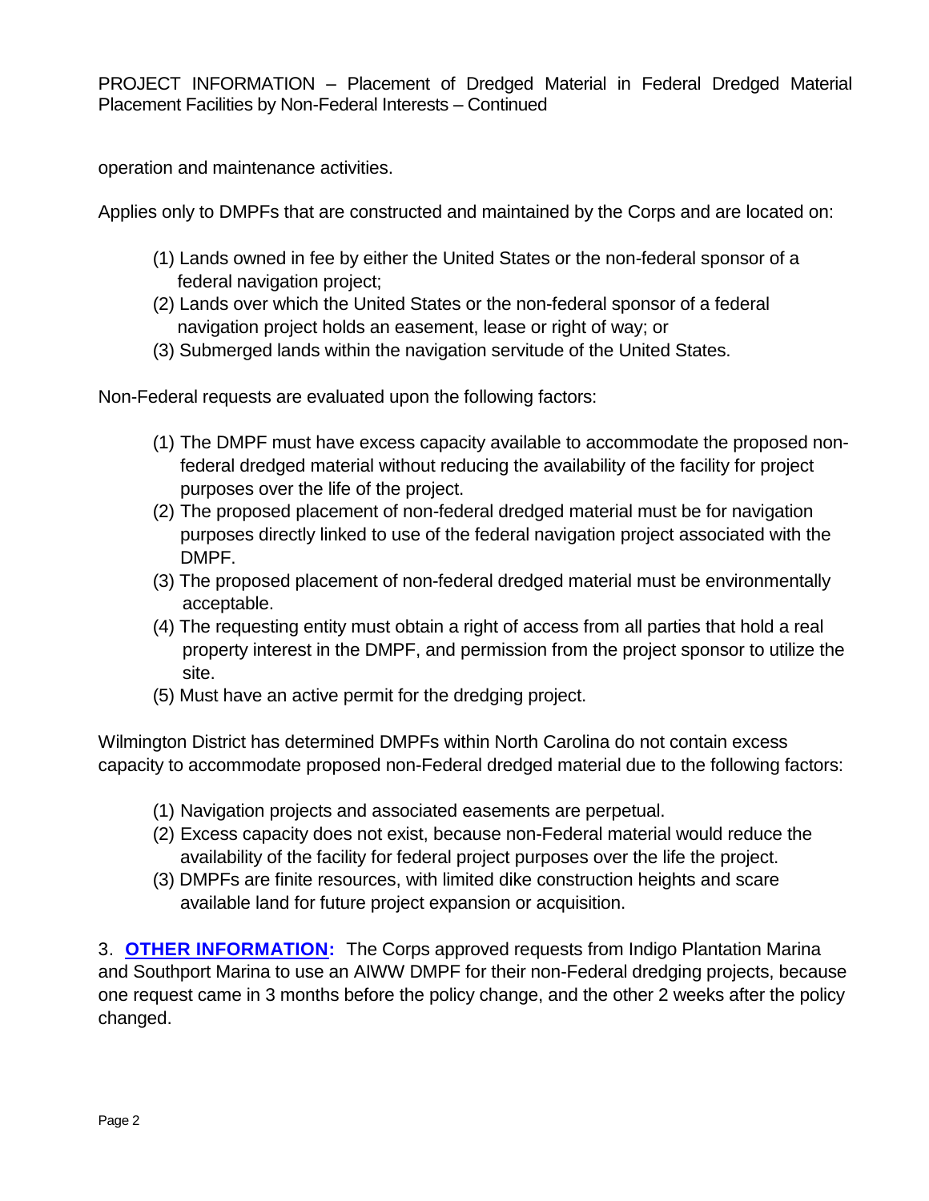operation and maintenance activities.

Applies only to DMPFs that are constructed and maintained by the Corps and are located on:

(1) Lands owned in fee by either the United States or the non-federal sponsor of a federal navigation project;
(2) Lands over which the United States or the non-federal sponsor of a federal navigation project holds an easement, lease or right of way; or
(3) Submerged lands within the navigation servitude of the United States.

Non-Federal requests are evaluated upon the following factors:

(1) The DMPF must have excess capacity available to accommodate the proposed non-federal dredged material without reducing the availability of the facility for project purposes over the life of the project.
(2) The proposed placement of non-federal dredged material must be for navigation purposes directly linked to use of the federal navigation project associated with the DMPF.
(3) The proposed placement of non-federal dredged material must be environmentally acceptable.
(4) The requesting entity must obtain a right of access from all parties that hold a real property interest in the DMPF, and permission from the project sponsor to utilize the site.
(5) Must have an active permit for the dredging project.

Wilmington District has determined DMPFs within North Carolina do not contain excess capacity to accommodate proposed non-Federal dredged material due to the following factors:

(1) Navigation projects and associated easements are perpetual.
(2) Excess capacity does not exist, because non-Federal material would reduce the availability of the facility for federal project purposes over the life the project.
(3) DMPFs are finite resources, with limited dike construction heights and scare available land for future project expansion or acquisition.

3. **OTHER INFORMATION:** The Corps approved requests from Indigo Plantation Marina and Southport Marina to use an AIWW DMPF for their non-Federal dredging projects, because one request came in 3 months before the policy change, and the other 2 weeks after the policy changed.